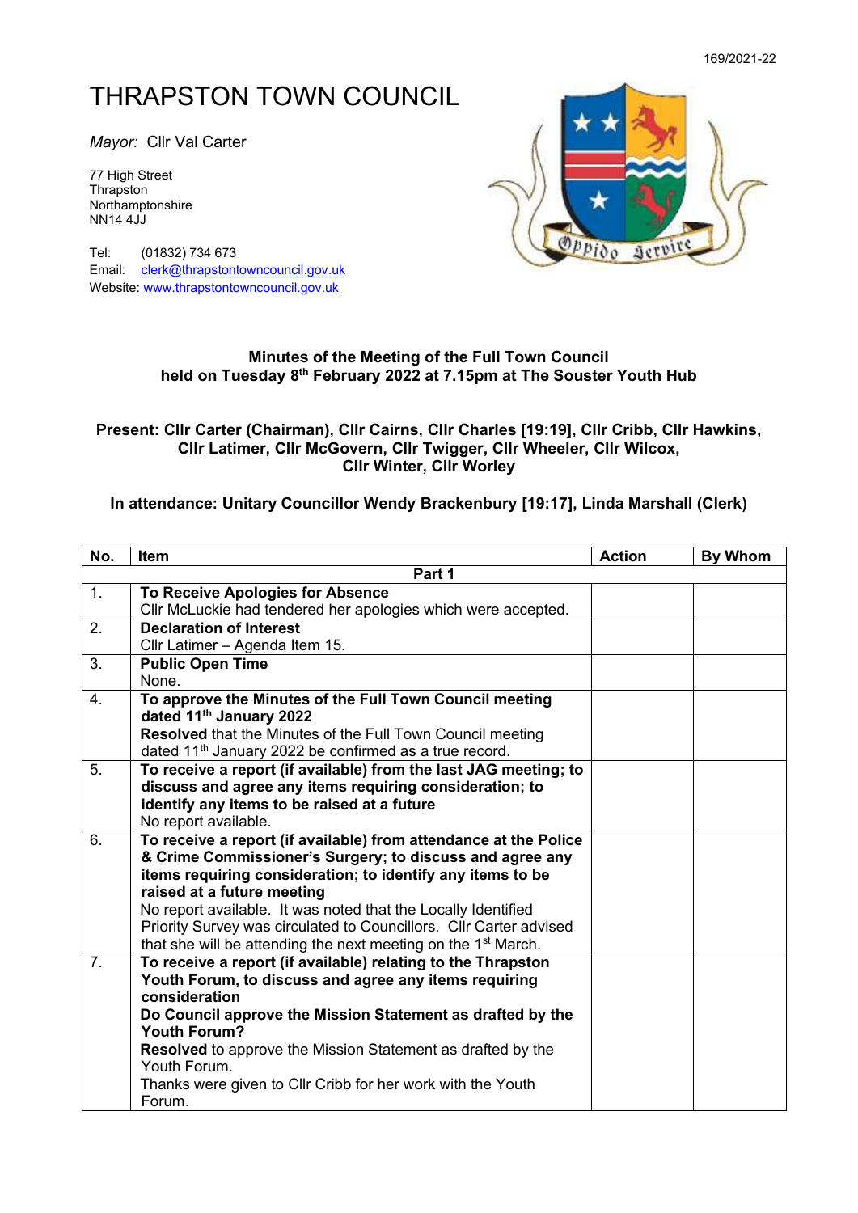169/2021-22

# THRAPSTON TOWN COUNCIL

*Mayor:* Cllr Val Carter

77 High Street
Thrapston
Northamptonshire
NN14 4JJ

Tel: (01832) 734 673
Email: clerk@thrapstontowncouncil.gov.uk
Website: www.thrapstontowncouncil.gov.uk

**Minutes of the Meeting of the Full Town Council held on Tuesday 8th February 2022 at 7.15pm at The Souster Youth Hub**

**Present: Cllr Carter (Chairman), Cllr Cairns, Cllr Charles [19:19], Cllr Cribb, Cllr Hawkins, Cllr Latimer, Cllr McGovern, Cllr Twigger, Cllr Wheeler, Cllr Wilcox, Cllr Winter, Cllr Worley**

**In attendance: Unitary Councillor Wendy Brackenbury [19:17], Linda Marshall (Clerk)**

| No. | Item | Action | By Whom |
|---|---|---|---|
| | **Part 1** | | |
| 1. | **To Receive Apologies for Absence**<br>Cllr McLuckie had tendered her apologies which were accepted. | | |
| 2. | **Declaration of Interest**<br>Cllr Latimer – Agenda Item 15. | | |
| 3. | **Public Open Time**<br>None. | | |
| 4. | **To approve the Minutes of the Full Town Council meeting dated 11th January 2022**<br>**Resolved** that the Minutes of the Full Town Council meeting dated 11th January 2022 be confirmed as a true record. | | |
| 5. | **To receive a report (if available) from the last JAG meeting; to discuss and agree any items requiring consideration; to identify any items to be raised at a future**<br>No report available. | | |
| 6. | **To receive a report (if available) from attendance at the Police & Crime Commissioner's Surgery; to discuss and agree any items requiring consideration; to identify any items to be raised at a future meeting**<br>No report available. It was noted that the Locally Identified Priority Survey was circulated to Councillors. Cllr Carter advised that she will be attending the next meeting on the 1st March. | | |
| 7. | **To receive a report (if available) relating to the Thrapston Youth Forum, to discuss and agree any items requiring consideration**<br>**Do Council approve the Mission Statement as drafted by the Youth Forum?**<br>**Resolved** to approve the Mission Statement as drafted by the Youth Forum.<br>Thanks were given to Cllr Cribb for her work with the Youth Forum. | | |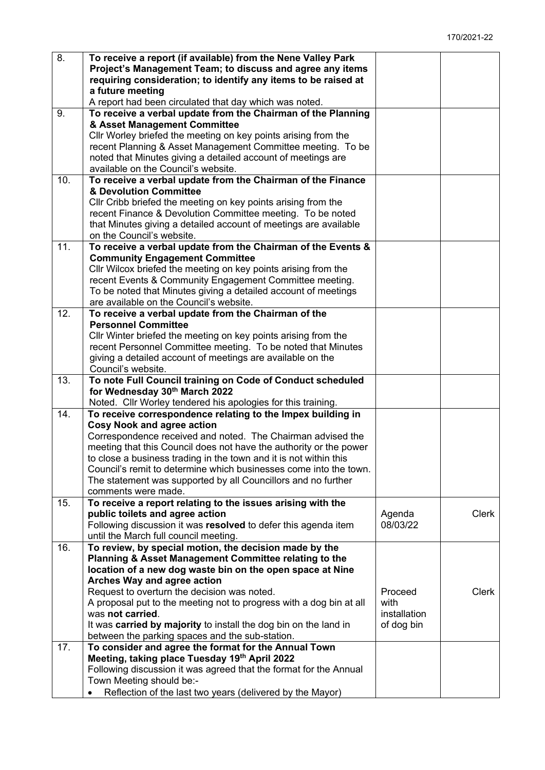| | | | |
|---|---|---|---|
| 8. | **To receive a report (if available) from the Nene Valley Park Project's Management Team; to discuss and agree any items requiring consideration; to identify any items to be raised at a future meeting**<br>A report had been circulated that day which was noted. | | |
| 9. | **To receive a verbal update from the Chairman of the Planning & Asset Management Committee**<br>Cllr Worley briefed the meeting on key points arising from the recent Planning & Asset Management Committee meeting. To be noted that Minutes giving a detailed account of meetings are available on the Council's website. | | |
| 10. | **To receive a verbal update from the Chairman of the Finance & Devolution Committee**<br>Cllr Cribb briefed the meeting on key points arising from the recent Finance & Devolution Committee meeting. To be noted that Minutes giving a detailed account of meetings are available on the Council's website. | | |
| 11. | **To receive a verbal update from the Chairman of the Events & Community Engagement Committee**<br>Cllr Wilcox briefed the meeting on key points arising from the recent Events & Community Engagement Committee meeting. To be noted that Minutes giving a detailed account of meetings are available on the Council's website. | | |
| 12. | **To receive a verbal update from the Chairman of the Personnel Committee**<br>Cllr Winter briefed the meeting on key points arising from the recent Personnel Committee meeting. To be noted that Minutes giving a detailed account of meetings are available on the Council's website. | | |
| 13. | **To note Full Council training on Code of Conduct scheduled for Wednesday 30th March 2022**<br>Noted. Cllr Worley tendered his apologies for this training. | | |
| 14. | **To receive correspondence relating to the Impex building in Cosy Nook and agree action**<br>Correspondence received and noted. The Chairman advised the meeting that this Council does not have the authority or the power to close a business trading in the town and it is not within this Council's remit to determine which businesses come into the town. The statement was supported by all Councillors and no further comments were made. | | |
| 15. | **To receive a report relating to the issues arising with the public toilets and agree action**<br>Following discussion it was **resolved** to defer this agenda item until the March full council meeting. | Agenda 08/03/22 | Clerk |
| 16. | **To review, by special motion, the decision made by the Planning & Asset Management Committee relating to the location of a new dog waste bin on the open space at Nine Arches Way and agree action**<br>Request to overturn the decision was noted.<br>A proposal put to the meeting not to progress with a dog bin at all was **not carried**.<br>It was **carried by majority** to install the dog bin on the land in between the parking spaces and the sub-station. | Proceed with installation of dog bin | Clerk |
| 17. | **To consider and agree the format for the Annual Town Meeting, taking place Tuesday 19th April 2022**<br>Following discussion it was agreed that the format for the Annual Town Meeting should be:-<br>• Reflection of the last two years (delivered by the Mayor) | | |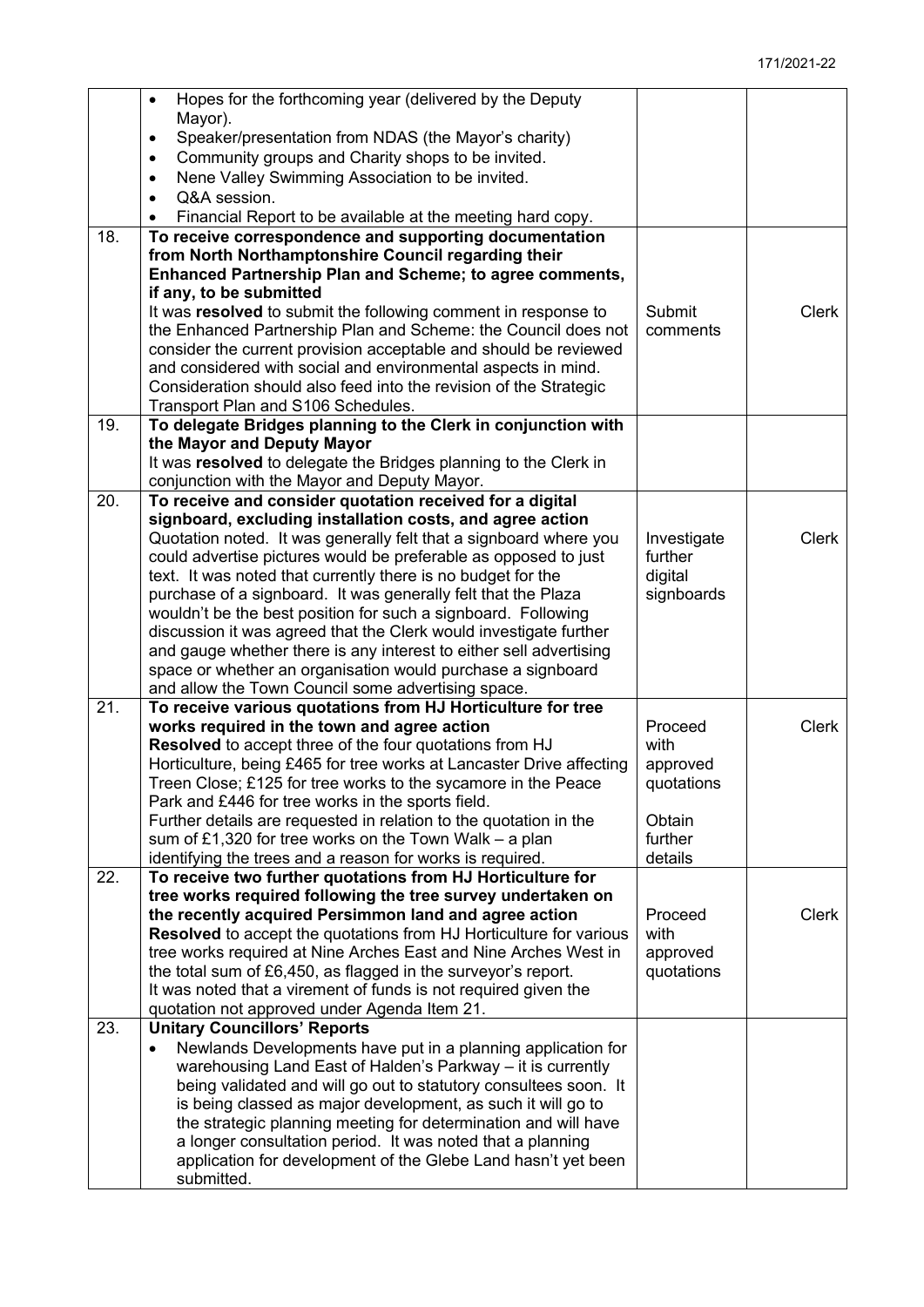| | | | |
|---|---|---|---|
| | • Hopes for the forthcoming year (delivered by the Deputy Mayor).<br>• Speaker/presentation from NDAS (the Mayor's charity)<br>• Community groups and Charity shops to be invited.<br>• Nene Valley Swimming Association to be invited.<br>• Q&A session.<br>• Financial Report to be available at the meeting hard copy. | | |
| 18. | **To receive correspondence and supporting documentation from North Northamptonshire Council regarding their Enhanced Partnership Plan and Scheme; to agree comments, if any, to be submitted**<br>It was **resolved** to submit the following comment in response to the Enhanced Partnership Plan and Scheme: the Council does not consider the current provision acceptable and should be reviewed and considered with social and environmental aspects in mind. Consideration should also feed into the revision of the Strategic Transport Plan and S106 Schedules. | Submit comments | Clerk |
| 19. | **To delegate Bridges planning to the Clerk in conjunction with the Mayor and Deputy Mayor**<br>It was **resolved** to delegate the Bridges planning to the Clerk in conjunction with the Mayor and Deputy Mayor. | | |
| 20. | **To receive and consider quotation received for a digital signboard, excluding installation costs, and agree action**<br>Quotation noted. It was generally felt that a signboard where you could advertise pictures would be preferable as opposed to just text. It was noted that currently there is no budget for the purchase of a signboard. It was generally felt that the Plaza wouldn't be the best position for such a signboard. Following discussion it was agreed that the Clerk would investigate further and gauge whether there is any interest to either sell advertising space or whether an organisation would purchase a signboard and allow the Town Council some advertising space. | Investigate further digital signboards | Clerk |
| 21. | **To receive various quotations from HJ Horticulture for tree works required in the town and agree action**<br>**Resolved** to accept three of the four quotations from HJ Horticulture, being £465 for tree works at Lancaster Drive affecting Treen Close; £125 for tree works to the sycamore in the Peace Park and £446 for tree works in the sports field.<br>Further details are requested in relation to the quotation in the sum of £1,320 for tree works on the Town Walk – a plan identifying the trees and a reason for works is required. | Proceed with approved quotations<br><br>Obtain further details | Clerk |
| 22. | **To receive two further quotations from HJ Horticulture for tree works required following the tree survey undertaken on the recently acquired Persimmon land and agree action**<br>**Resolved** to accept the quotations from HJ Horticulture for various tree works required at Nine Arches East and Nine Arches West in the total sum of £6,450, as flagged in the surveyor's report.<br>It was noted that a virement of funds is not required given the quotation not approved under Agenda Item 21. | Proceed with approved quotations | Clerk |
| 23. | **Unitary Councillors' Reports**<br>• Newlands Developments have put in a planning application for warehousing Land East of Halden's Parkway – it is currently being validated and will go out to statutory consultees soon. It is being classed as major development, as such it will go to the strategic planning meeting for determination and will have a longer consultation period. It was noted that a planning application for development of the Glebe Land hasn't yet been submitted. | | |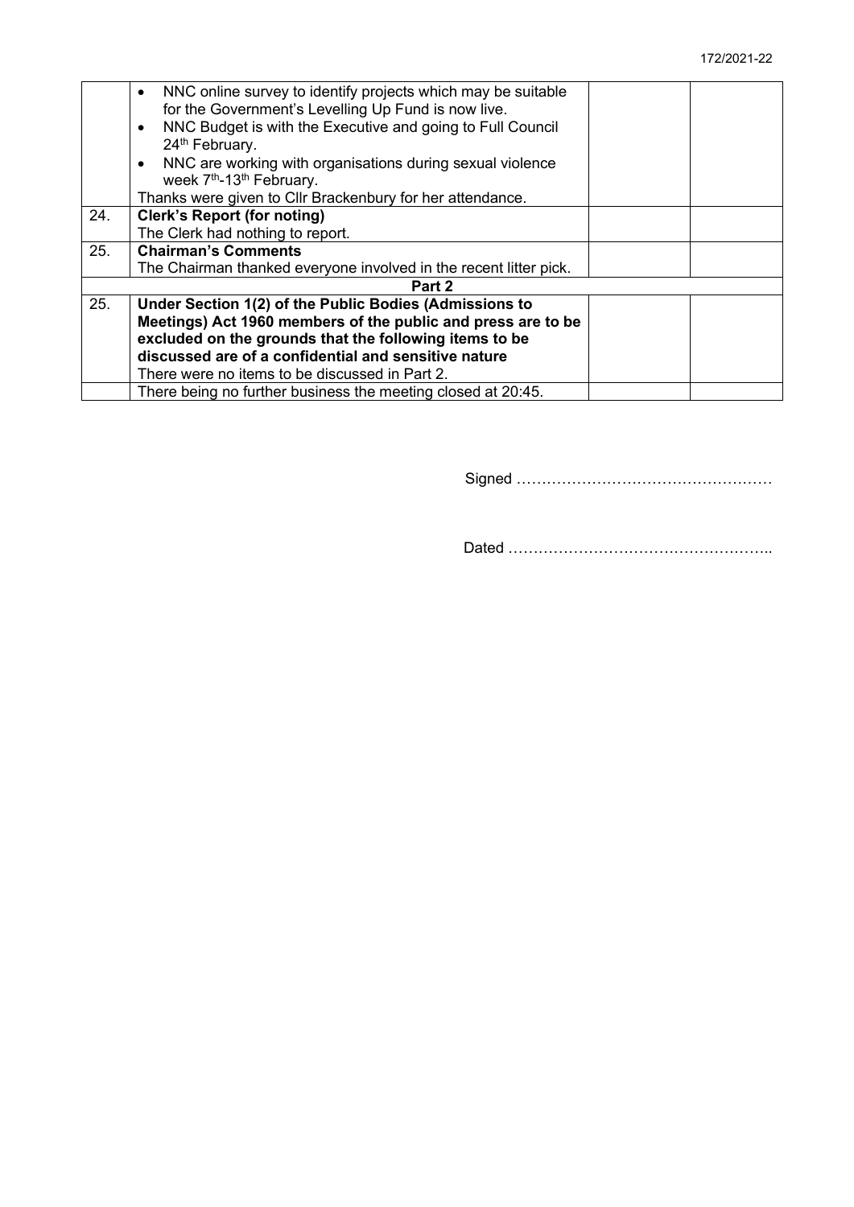| | | | |
|---|---|---|---|
| | • NNC online survey to identify projects which may be suitable for the Government's Levelling Up Fund is now live.<br>• NNC Budget is with the Executive and going to Full Council 24th February.<br>• NNC are working with organisations during sexual violence week 7th-13th February.<br>Thanks were given to Cllr Brackenbury for her attendance. | | |
| 24. | **Clerk's Report (for noting)**<br>The Clerk had nothing to report. | | |
| 25. | **Chairman's Comments**<br>The Chairman thanked everyone involved in the recent litter pick. | | |
| | **Part 2** | | |
| 25. | **Under Section 1(2) of the Public Bodies (Admissions to Meetings) Act 1960 members of the public and press are to be excluded on the grounds that the following items to be discussed are of a confidential and sensitive nature**<br>There were no items to be discussed in Part 2. | | |
| | There being no further business the meeting closed at 20:45. | | |

Signed ……………………………………………

Dated ……………………………………………..